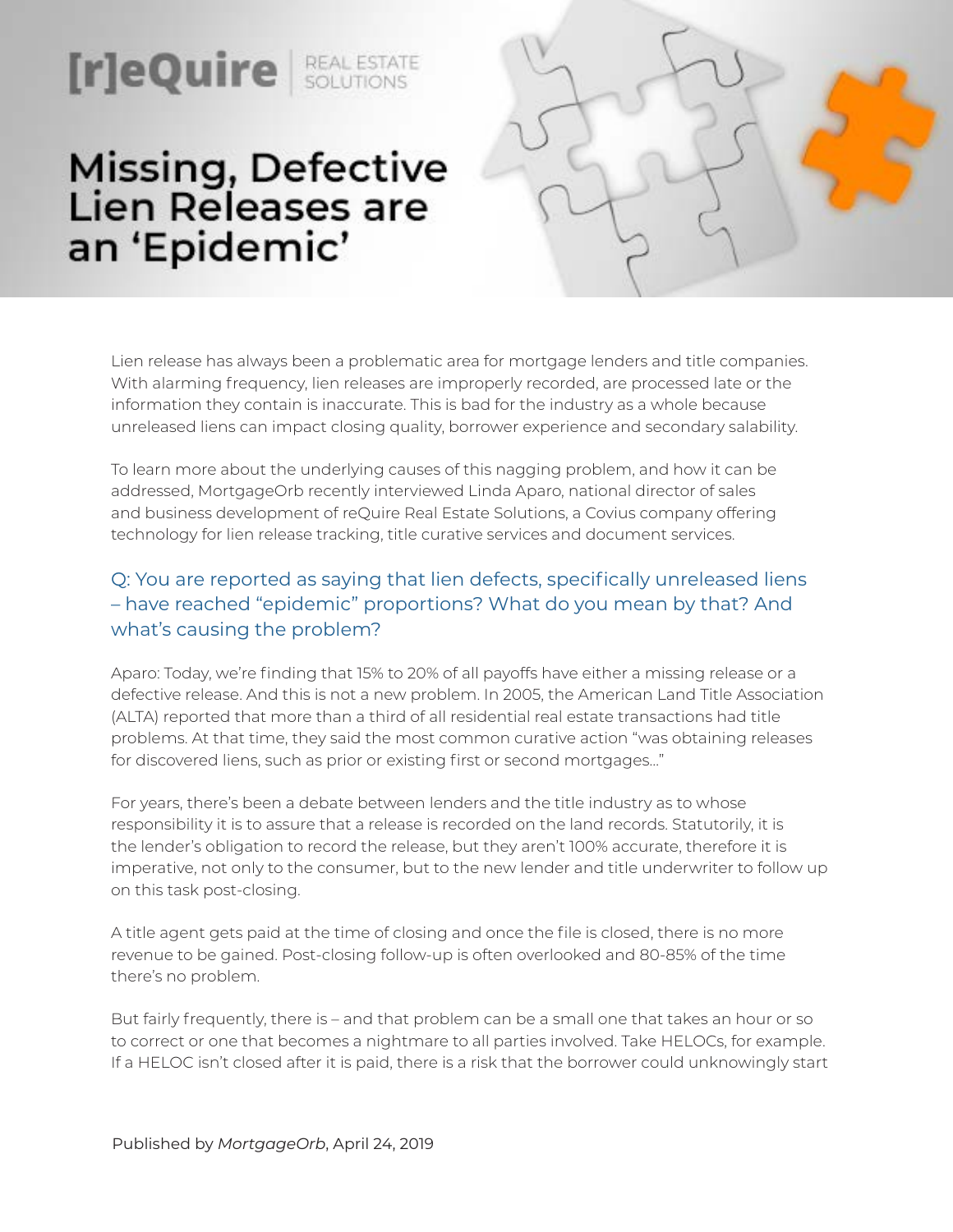[r]eQuire | REAL ESTATE SOLUTIONS

# Missing, Defective Lien Releases are an 'Epidemic'

Lien release has always been a problematic area for mortgage lenders and title companies. With alarming frequency, lien releases are improperly recorded, are processed late or the information they contain is inaccurate. This is bad for the industry as a whole because unreleased liens can impact closing quality, borrower experience and secondary salability.

To learn more about the underlying causes of this nagging problem, and how it can be addressed, MortgageOrb recently interviewed Linda Aparo, national director of sales and business development of reQuire Real Estate Solutions, a Covius company offering technology for lien release tracking, title curative services and document services.

### Q: You are reported as saying that lien defects, specifically unreleased liens – have reached "epidemic" proportions? What do you mean by that? And what's causing the problem?

Aparo: Today, we're finding that 15% to 20% of all payoffs have either a missing release or a defective release. And this is not a new problem. In 2005, the American Land Title Association (ALTA) reported that more than a third of all residential real estate transactions had title problems. At that time, they said the most common curative action "was obtaining releases for discovered liens, such as prior or existing first or second mortgages..."

For years, there's been a debate between lenders and the title industry as to whose responsibility it is to assure that a release is recorded on the land records. Statutorily, it is the lender's obligation to record the release, but they aren't 100% accurate, therefore it is imperative, not only to the consumer, but to the new lender and title underwriter to follow up on this task post-closing.

A title agent gets paid at the time of closing and once the file is closed, there is no more revenue to be gained. Post-closing follow-up is often overlooked and 80-85% of the time there's no problem.

But fairly frequently, there is – and that problem can be a small one that takes an hour or so to correct or one that becomes a nightmare to all parties involved. Take HELOCs, for example. If a HELOC isn't closed after it is paid, there is a risk that the borrower could unknowingly start

Published by *MortgageOrb*, April 24, 2019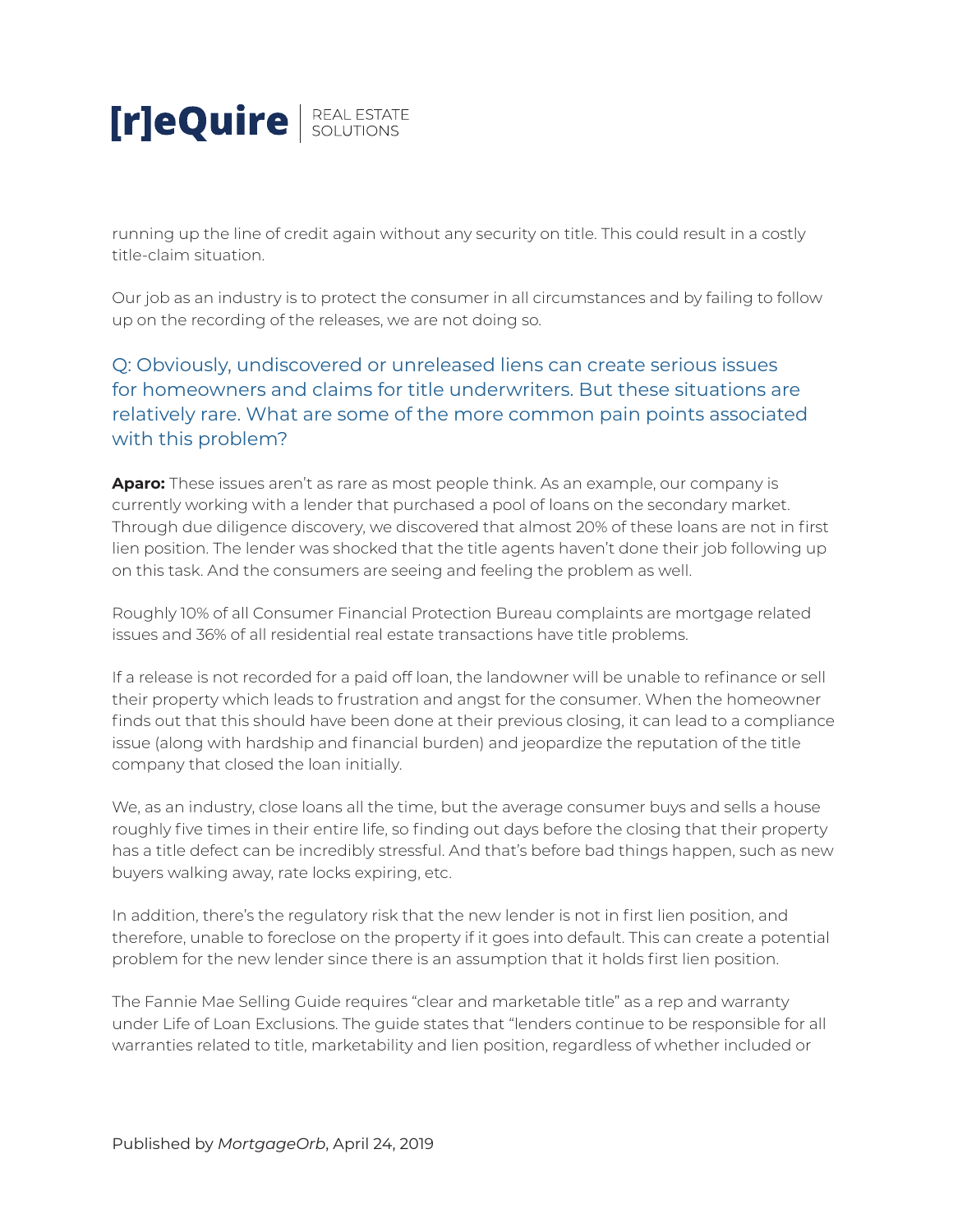running up the line of credit again without any security on title. This could result in a costly title-claim situation.

Our job as an industry is to protect the consumer in all circumstances and by failing to follow up on the recording of the releases, we are not doing so.

### Q: Obviously, undiscovered or unreleased liens can create serious issues for homeowners and claims for title underwriters. But these situations are relatively rare. What are some of the more common pain points associated with this problem?

**Aparo:** These issues aren't as rare as most people think. As an example, our company is currently working with a lender that purchased a pool of loans on the secondary market. Through due diligence discovery, we discovered that almost 20% of these loans are not in first lien position. The lender was shocked that the title agents haven't done their job following up on this task. And the consumers are seeing and feeling the problem as well.

Roughly 10% of all Consumer Financial Protection Bureau complaints are mortgage related issues and 36% of all residential real estate transactions have title problems.

If a release is not recorded for a paid off loan, the landowner will be unable to refinance or sell their property which leads to frustration and angst for the consumer. When the homeowner finds out that this should have been done at their previous closing, it can lead to a compliance issue (along with hardship and financial burden) and jeopardize the reputation of the title company that closed the loan initially.

We, as an industry, close loans all the time, but the average consumer buys and sells a house roughly five times in their entire life, so finding out days before the closing that their property has a title defect can be incredibly stressful. And that's before bad things happen, such as new buyers walking away, rate locks expiring, etc.

In addition, there's the regulatory risk that the new lender is not in first lien position, and therefore, unable to foreclose on the property if it goes into default. This can create a potential problem for the new lender since there is an assumption that it holds first lien position.

The Fannie Mae Selling Guide requires "clear and marketable title" as a rep and warranty under Life of Loan Exclusions. The guide states that "lenders continue to be responsible for all warranties related to title, marketability and lien position, regardless of whether included or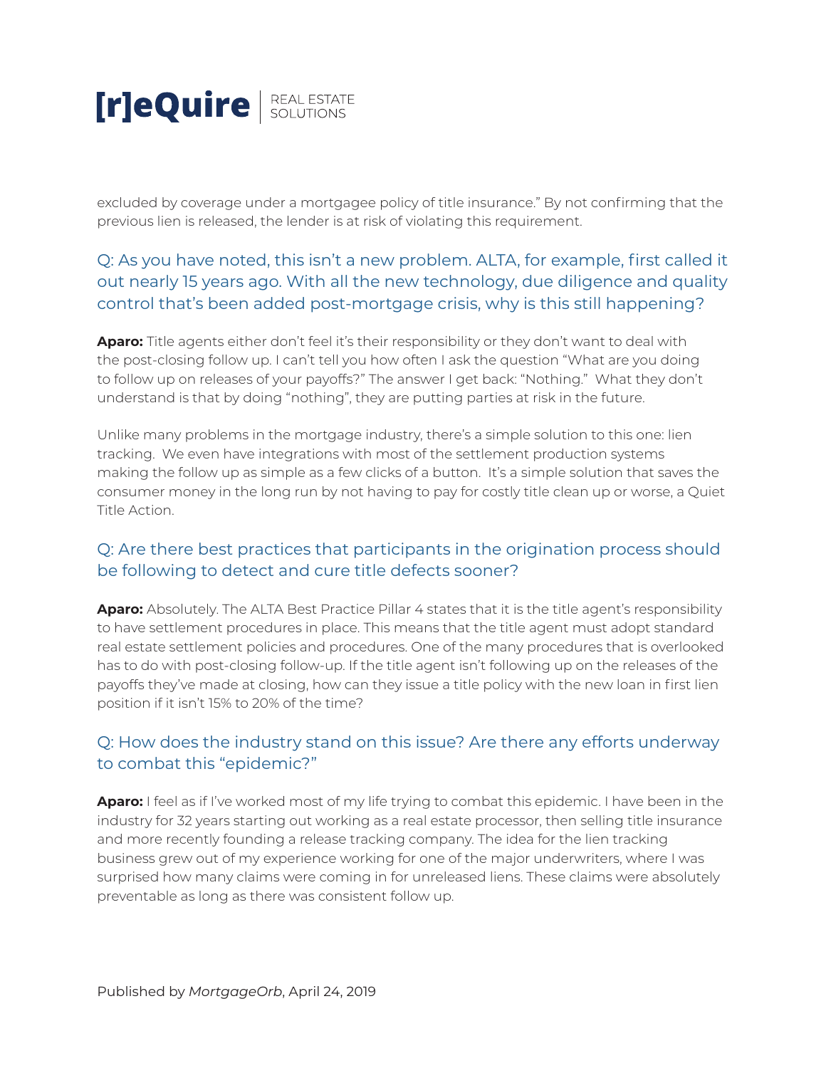excluded by coverage under a mortgagee policy of title insurance." By not confirming that the previous lien is released, the lender is at risk of violating this requirement.

### Q: As you have noted, this isn't a new problem. ALTA, for example, first called it out nearly 15 years ago. With all the new technology, due diligence and quality control that's been added post-mortgage crisis, why is this still happening?

**Aparo:** Title agents either don't feel it's their responsibility or they don't want to deal with the post-closing follow up. I can't tell you how often I ask the question "What are you doing to follow up on releases of your payoffs?" The answer I get back: "Nothing." What they don't understand is that by doing "nothing", they are putting parties at risk in the future.

Unlike many problems in the mortgage industry, there's a simple solution to this one: lien tracking. We even have integrations with most of the settlement production systems making the follow up as simple as a few clicks of a button. It's a simple solution that saves the consumer money in the long run by not having to pay for costly title clean up or worse, a Quiet Title Action.

### Q: Are there best practices that participants in the origination process should be following to detect and cure title defects sooner?

**Aparo:** Absolutely. The ALTA Best Practice Pillar 4 states that it is the title agent's responsibility to have settlement procedures in place. This means that the title agent must adopt standard real estate settlement policies and procedures. One of the many procedures that is overlooked has to do with post-closing follow-up. If the title agent isn't following up on the releases of the payoffs they've made at closing, how can they issue a title policy with the new loan in first lien position if it isn't 15% to 20% of the time?

### Q: How does the industry stand on this issue? Are there any efforts underway to combat this "epidemic?"

**Aparo:** I feel as if I've worked most of my life trying to combat this epidemic. I have been in the industry for 32 years starting out working as a real estate processor, then selling title insurance and more recently founding a release tracking company. The idea for the lien tracking business grew out of my experience working for one of the major underwriters, where I was surprised how many claims were coming in for unreleased liens. These claims were absolutely preventable as long as there was consistent follow up.

Published by *MortgageOrb*, April 24, 2019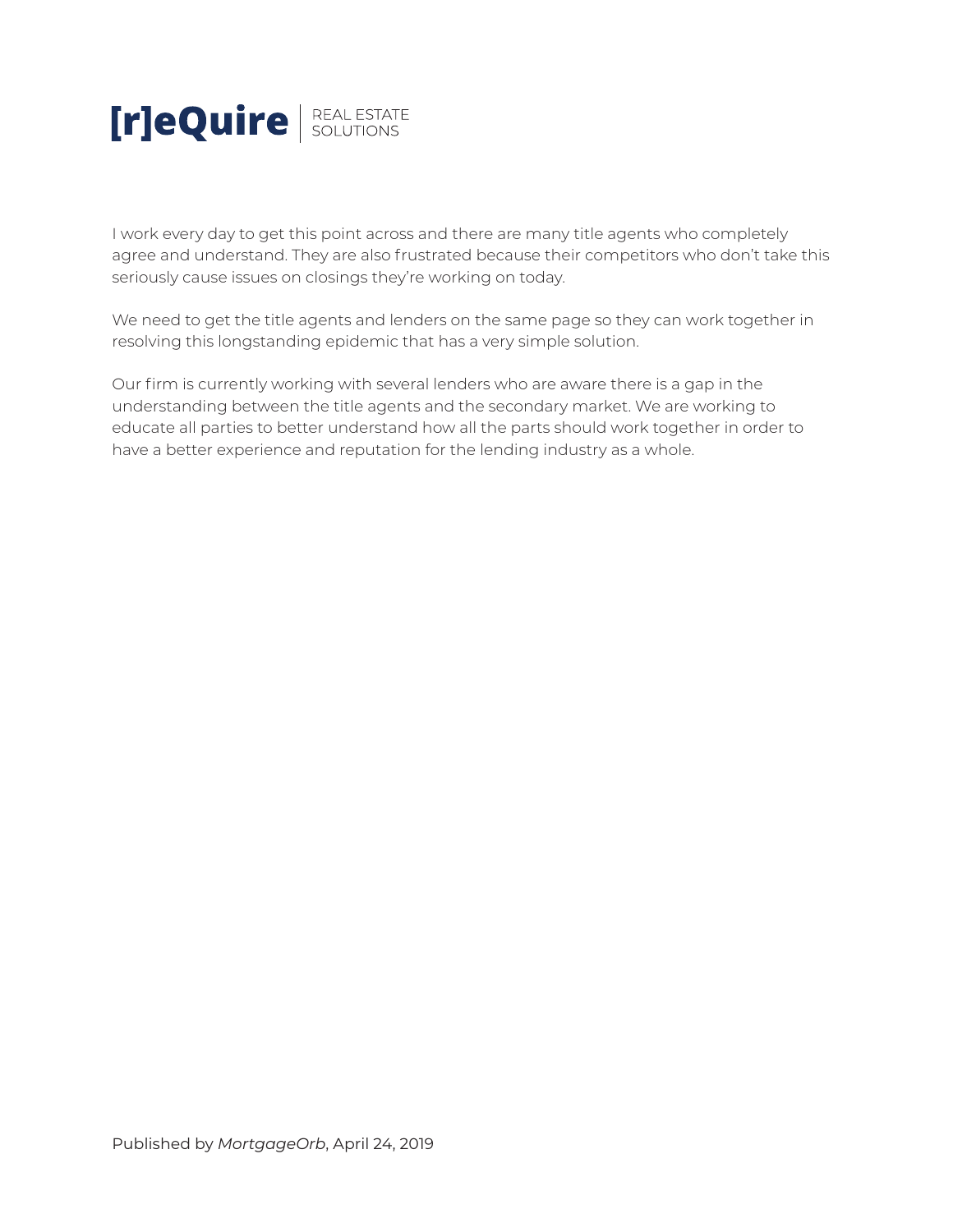I work every day to get this point across and there are many title agents who completely agree and understand. They are also frustrated because their competitors who don't take this seriously cause issues on closings they're working on today.

We need to get the title agents and lenders on the same page so they can work together in resolving this longstanding epidemic that has a very simple solution.

Our firm is currently working with several lenders who are aware there is a gap in the understanding between the title agents and the secondary market. We are working to educate all parties to better understand how all the parts should work together in order to have a better experience and reputation for the lending industry as a whole.

Published by *MortgageOrb*, April 24, 2019